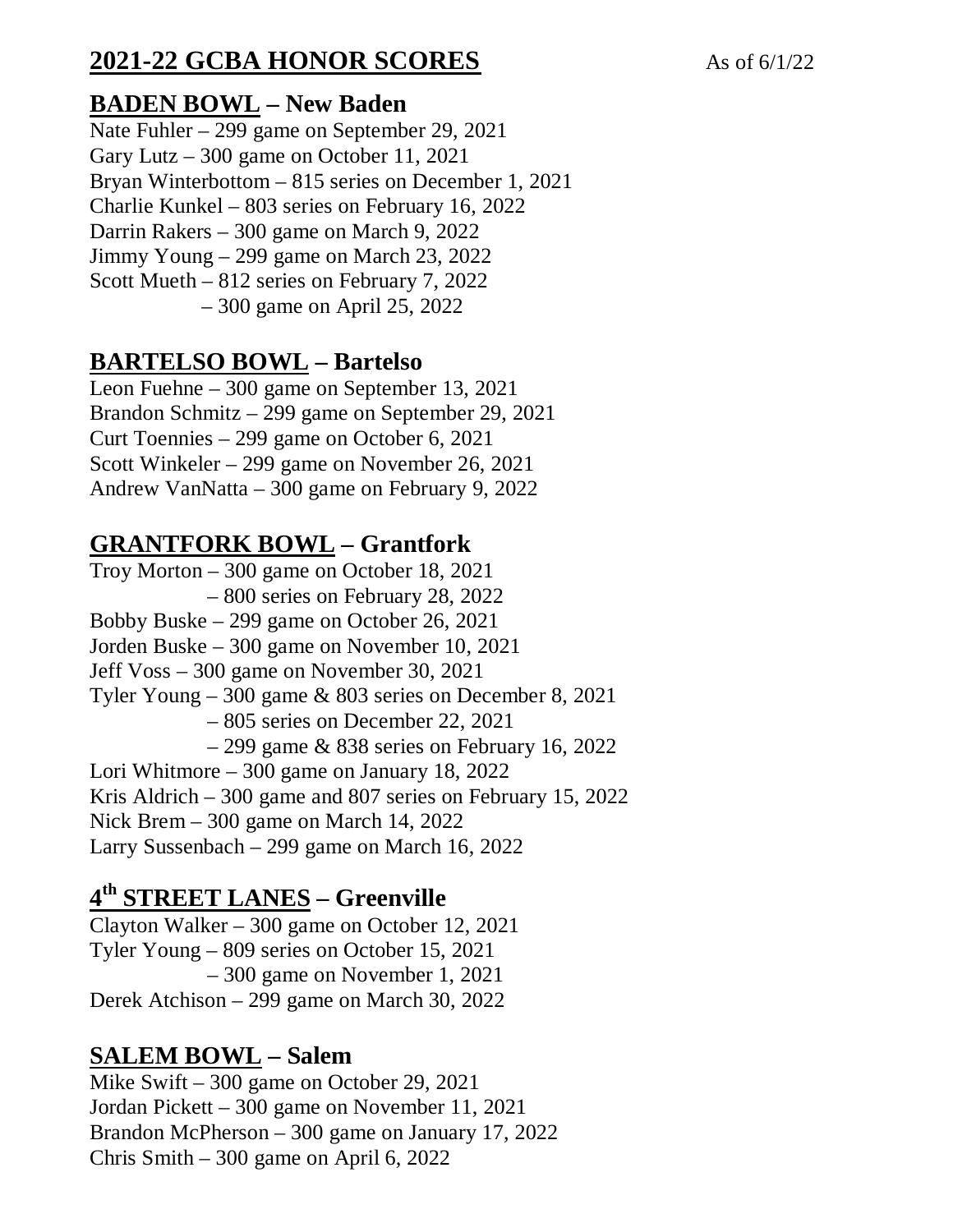# 2021-22 GCBA HONOR SCORES

As of 6/1/22

## BADEN BOWL – New Baden

Nate Fuhler – 299 game on September 29, 2021
Gary Lutz – 300 game on October 11, 2021
Bryan Winterbottom – 815 series on December 1, 2021
Charlie Kunkel – 803 series on February 16, 2022
Darrin Rakers – 300 game on March 9, 2022
Jimmy Young – 299 game on March 23, 2022
Scott Mueth – 812 series on February 7, 2022
– 300 game on April 25, 2022

## BARTELSO BOWL – Bartelso

Leon Fuehne – 300 game on September 13, 2021
Brandon Schmitz – 299 game on September 29, 2021
Curt Toennies – 299 game on October 6, 2021
Scott Winkeler – 299 game on November 26, 2021
Andrew VanNatta – 300 game on February 9, 2022

## GRANTFORK BOWL – Grantfork

Troy Morton – 300 game on October 18, 2021
– 800 series on February 28, 2022
Bobby Buske – 299 game on October 26, 2021
Jorden Buske – 300 game on November 10, 2021
Jeff Voss – 300 game on November 30, 2021
Tyler Young – 300 game & 803 series on December 8, 2021
– 805 series on December 22, 2021
– 299 game & 838 series on February 16, 2022
Lori Whitmore – 300 game on January 18, 2022
Kris Aldrich – 300 game and 807 series on February 15, 2022
Nick Brem – 300 game on March 14, 2022
Larry Sussenbach – 299 game on March 16, 2022

## 4th STREET LANES – Greenville

Clayton Walker – 300 game on October 12, 2021
Tyler Young – 809 series on October 15, 2021
– 300 game on November 1, 2021
Derek Atchison – 299 game on March 30, 2022

## SALEM BOWL – Salem

Mike Swift – 300 game on October 29, 2021
Jordan Pickett – 300 game on November 11, 2021
Brandon McPherson – 300 game on January 17, 2022
Chris Smith – 300 game on April 6, 2022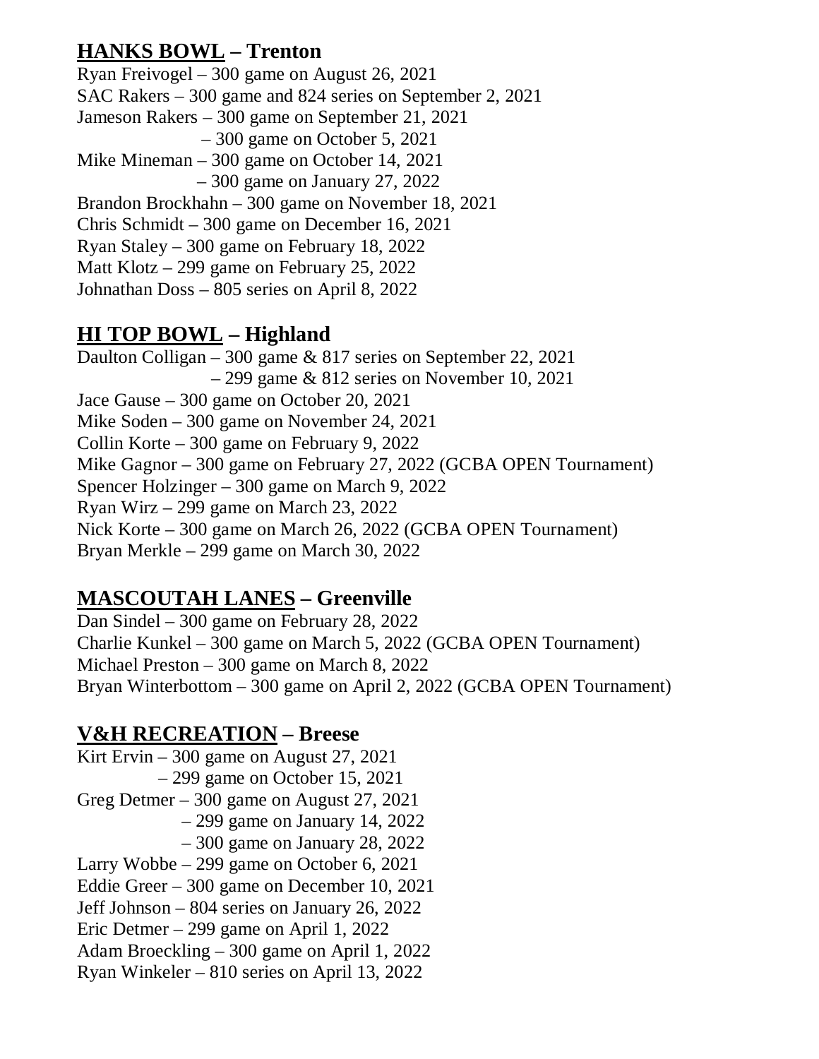## **<u>HANKS BOWL</u> – Trenton**

Ryan Freivogel – 300 game on August 26, 2021
SAC Rakers – 300 game and 824 series on September 2, 2021
Jameson Rakers – 300 game on September 21, 2021
– 300 game on October 5, 2021
Mike Mineman – 300 game on October 14, 2021
– 300 game on January 27, 2022
Brandon Brockhahn – 300 game on November 18, 2021
Chris Schmidt – 300 game on December 16, 2021
Ryan Staley – 300 game on February 18, 2022
Matt Klotz – 299 game on February 25, 2022
Johnathan Doss – 805 series on April 8, 2022

## **<u>HI TOP BOWL</u> – Highland**

Daulton Colligan – 300 game & 817 series on September 22, 2021
– 299 game & 812 series on November 10, 2021
Jace Gause – 300 game on October 20, 2021
Mike Soden – 300 game on November 24, 2021
Collin Korte – 300 game on February 9, 2022
Mike Gagnor – 300 game on February 27, 2022 (GCBA OPEN Tournament)
Spencer Holzinger – 300 game on March 9, 2022
Ryan Wirz – 299 game on March 23, 2022
Nick Korte – 300 game on March 26, 2022 (GCBA OPEN Tournament)
Bryan Merkle – 299 game on March 30, 2022

## **<u>MASCOUTAH LANES</u> – Greenville**

Dan Sindel – 300 game on February 28, 2022
Charlie Kunkel – 300 game on March 5, 2022 (GCBA OPEN Tournament)
Michael Preston – 300 game on March 8, 2022
Bryan Winterbottom – 300 game on April 2, 2022 (GCBA OPEN Tournament)

## **<u>V&H RECREATION</u> – Breese**

Kirt Ervin – 300 game on August 27, 2021
– 299 game on October 15, 2021
Greg Detmer – 300 game on August 27, 2021
– 299 game on January 14, 2022
– 300 game on January 28, 2022
Larry Wobbe – 299 game on October 6, 2021
Eddie Greer – 300 game on December 10, 2021
Jeff Johnson – 804 series on January 26, 2022
Eric Detmer – 299 game on April 1, 2022
Adam Broeckling – 300 game on April 1, 2022
Ryan Winkeler – 810 series on April 13, 2022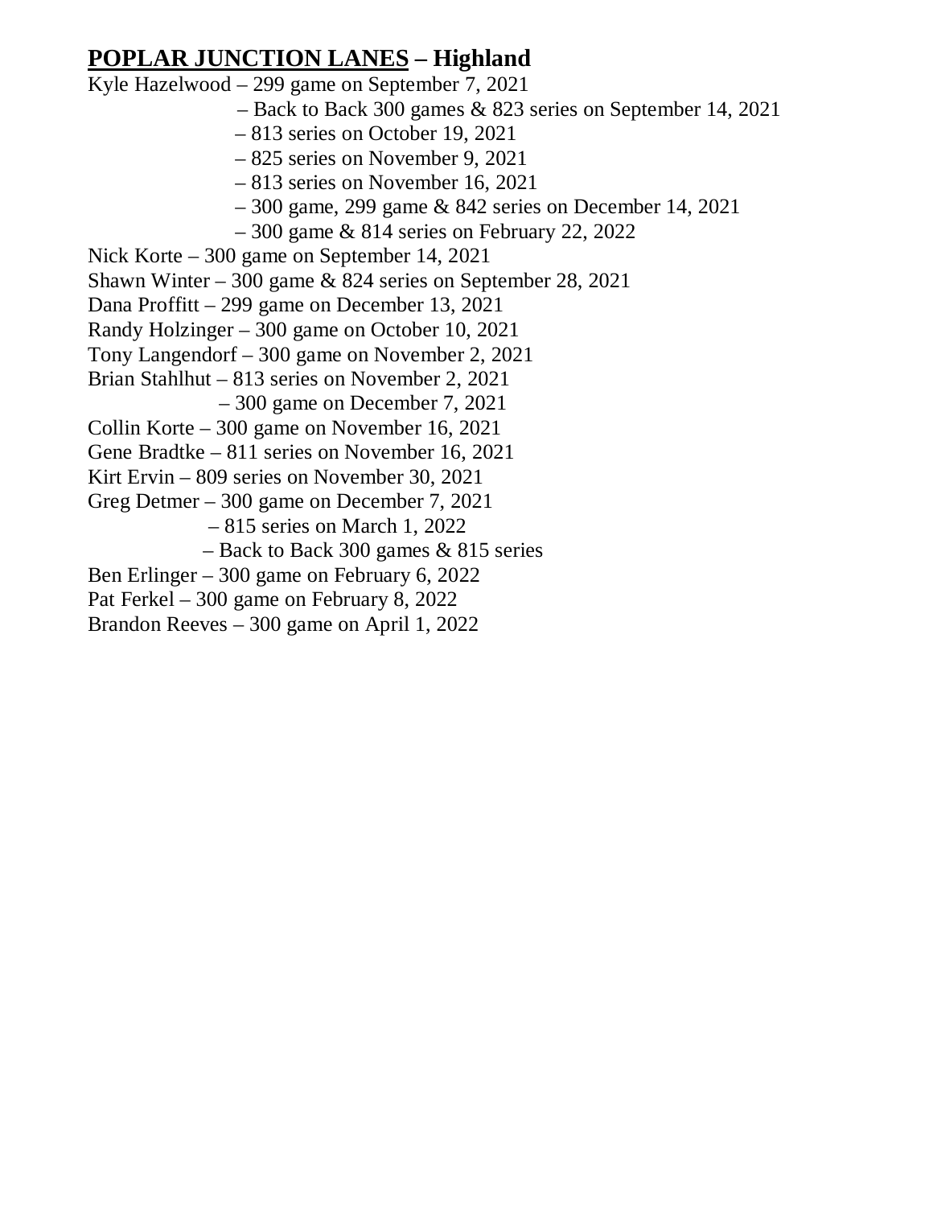## **POPLAR JUNCTION LANES – Highland**

Kyle Hazelwood – 299 game on September 7, 2021
– Back to Back 300 games & 823 series on September 14, 2021
– 813 series on October 19, 2021
– 825 series on November 9, 2021
– 813 series on November 16, 2021
– 300 game, 299 game & 842 series on December 14, 2021
– 300 game & 814 series on February 22, 2022
Nick Korte – 300 game on September 14, 2021
Shawn Winter – 300 game & 824 series on September 28, 2021
Dana Proffitt – 299 game on December 13, 2021
Randy Holzinger – 300 game on October 10, 2021
Tony Langendorf – 300 game on November 2, 2021
Brian Stahlhut – 813 series on November 2, 2021
– 300 game on December 7, 2021
Collin Korte – 300 game on November 16, 2021
Gene Bradtke – 811 series on November 16, 2021
Kirt Ervin – 809 series on November 30, 2021
Greg Detmer – 300 game on December 7, 2021
– 815 series on March 1, 2022
– Back to Back 300 games & 815 series
Ben Erlinger – 300 game on February 6, 2022
Pat Ferkel – 300 game on February 8, 2022
Brandon Reeves – 300 game on April 1, 2022